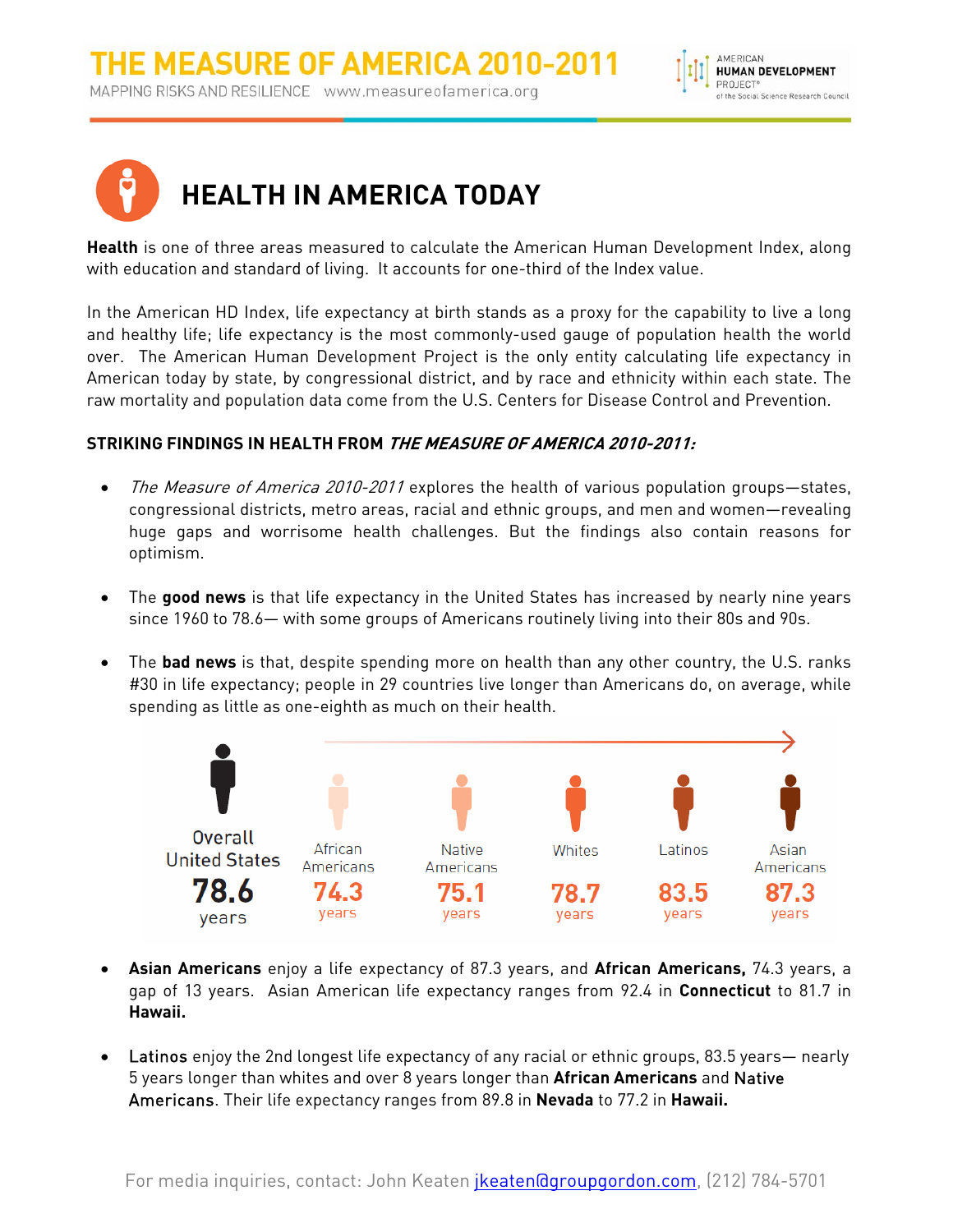# THE MEASURE OF AMERICA 2010-2011

MAPPING RISKS AND RESILIENCE www.measureofamerica.org

## HEALTH IN AMERICA TODAY

**Health** is one of three areas measured to calculate the American Human Development Index, along with education and standard of living. It accounts for one-third of the Index value.

In the American HD Index, life expectancy at birth stands as a proxy for the capability to live a long and healthy life; life expectancy is the most commonly-used gauge of population health the world over. The American Human Development Project is the only entity calculating life expectancy in American today by state, by congressional district, and by race and ethnicity within each state. The raw mortality and population data come from the U.S. Centers for Disease Control and Prevention.

**STRIKING FINDINGS IN HEALTH FROM *THE MEASURE OF AMERICA 2010-2011:***

- *The Measure of America 2010-2011* explores the health of various population groups—states, congressional districts, metro areas, racial and ethnic groups, and men and women—revealing huge gaps and worrisome health challenges. But the findings also contain reasons for optimism.

- The **good news** is that life expectancy in the United States has increased by nearly nine years since 1960 to 78.6— with some groups of Americans routinely living into their 80s and 90s.

- The **bad news** is that, despite spending more on health than any other country, the U.S. ranks #30 in life expectancy; people in 29 countries live longer than Americans do, on average, while spending as little as one-eighth as much on their health.

| Overall United States | African Americans | Native Americans | Whites | Latinos | Asian Americans |
|---|---|---|---|---|---|
| 78.6 years | 74.3 years | 75.1 years | 78.7 years | 83.5 years | 87.3 years |

- **Asian Americans** enjoy a life expectancy of 87.3 years, and **African Americans,** 74.3 years, a gap of 13 years. Asian American life expectancy ranges from 92.4 in **Connecticut** to 81.7 in **Hawaii.**

- **Latinos** enjoy the 2nd longest life expectancy of any racial or ethnic groups, 83.5 years— nearly 5 years longer than whites and over 8 years longer than **African Americans** and **Native Americans**. Their life expectancy ranges from 89.8 in **Nevada** to 77.2 in **Hawaii.**

For media inquiries, contact: John Keaten jkeaten@groupgordon.com, (212) 784-5701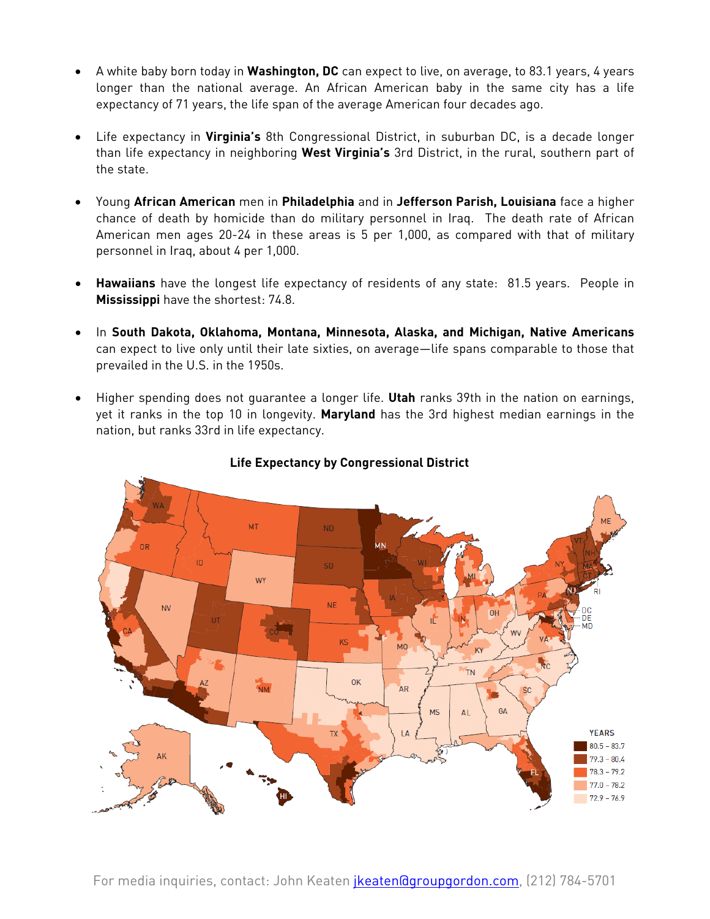- A white baby born today in **Washington, DC** can expect to live, on average, to 83.1 years, 4 years longer than the national average. An African American baby in the same city has a life expectancy of 71 years, the life span of the average American four decades ago.

- Life expectancy in **Virginia's** 8th Congressional District, in suburban DC, is a decade longer than life expectancy in neighboring **West Virginia's** 3rd District, in the rural, southern part of the state.

- Young **African American** men in **Philadelphia** and in **Jefferson Parish, Louisiana** face a higher chance of death by homicide than do military personnel in Iraq. The death rate of African American men ages 20-24 in these areas is 5 per 1,000, as compared with that of military personnel in Iraq, about 4 per 1,000.

- **Hawaiians** have the longest life expectancy of residents of any state: 81.5 years. People in **Mississippi** have the shortest: 74.8.

- In **South Dakota, Oklahoma, Montana, Minnesota, Alaska, and Michigan, Native Americans** can expect to live only until their late sixties, on average—life spans comparable to those that prevailed in the U.S. in the 1950s.

- Higher spending does not guarantee a longer life. **Utah** ranks 39th in the nation on earnings, yet it ranks in the top 10 in longevity. **Maryland** has the 3rd highest median earnings in the nation, but ranks 33rd in life expectancy.

**Life Expectancy by Congressional District**

YEARS
- 80.5 – 83.7
- 79.3 – 80.4
- 78.3 – 79.2
- 77.0 – 78.2
- 72.9 – 76.9

For media inquiries, contact: John Keaten jkeaten@groupgordon.com, (212) 784-5701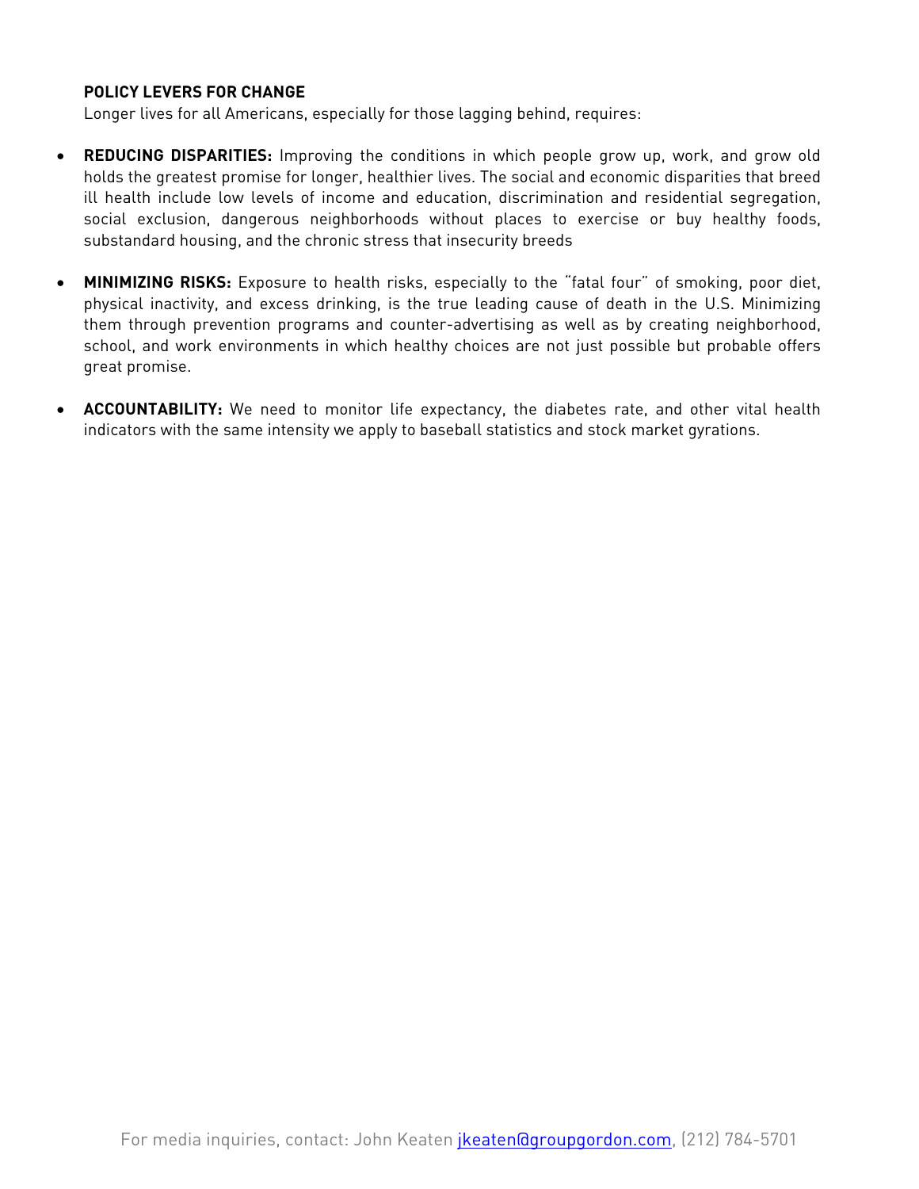**POLICY LEVERS FOR CHANGE**

Longer lives for all Americans, especially for those lagging behind, requires:

- **REDUCING DISPARITIES:** Improving the conditions in which people grow up, work, and grow old holds the greatest promise for longer, healthier lives. The social and economic disparities that breed ill health include low levels of income and education, discrimination and residential segregation, social exclusion, dangerous neighborhoods without places to exercise or buy healthy foods, substandard housing, and the chronic stress that insecurity breeds

- **MINIMIZING RISKS:** Exposure to health risks, especially to the "fatal four" of smoking, poor diet, physical inactivity, and excess drinking, is the true leading cause of death in the U.S. Minimizing them through prevention programs and counter-advertising as well as by creating neighborhood, school, and work environments in which healthy choices are not just possible but probable offers great promise.

- **ACCOUNTABILITY:** We need to monitor life expectancy, the diabetes rate, and other vital health indicators with the same intensity we apply to baseball statistics and stock market gyrations.

For media inquiries, contact: John Keaten jkeaten@groupgordon.com, (212) 784-5701